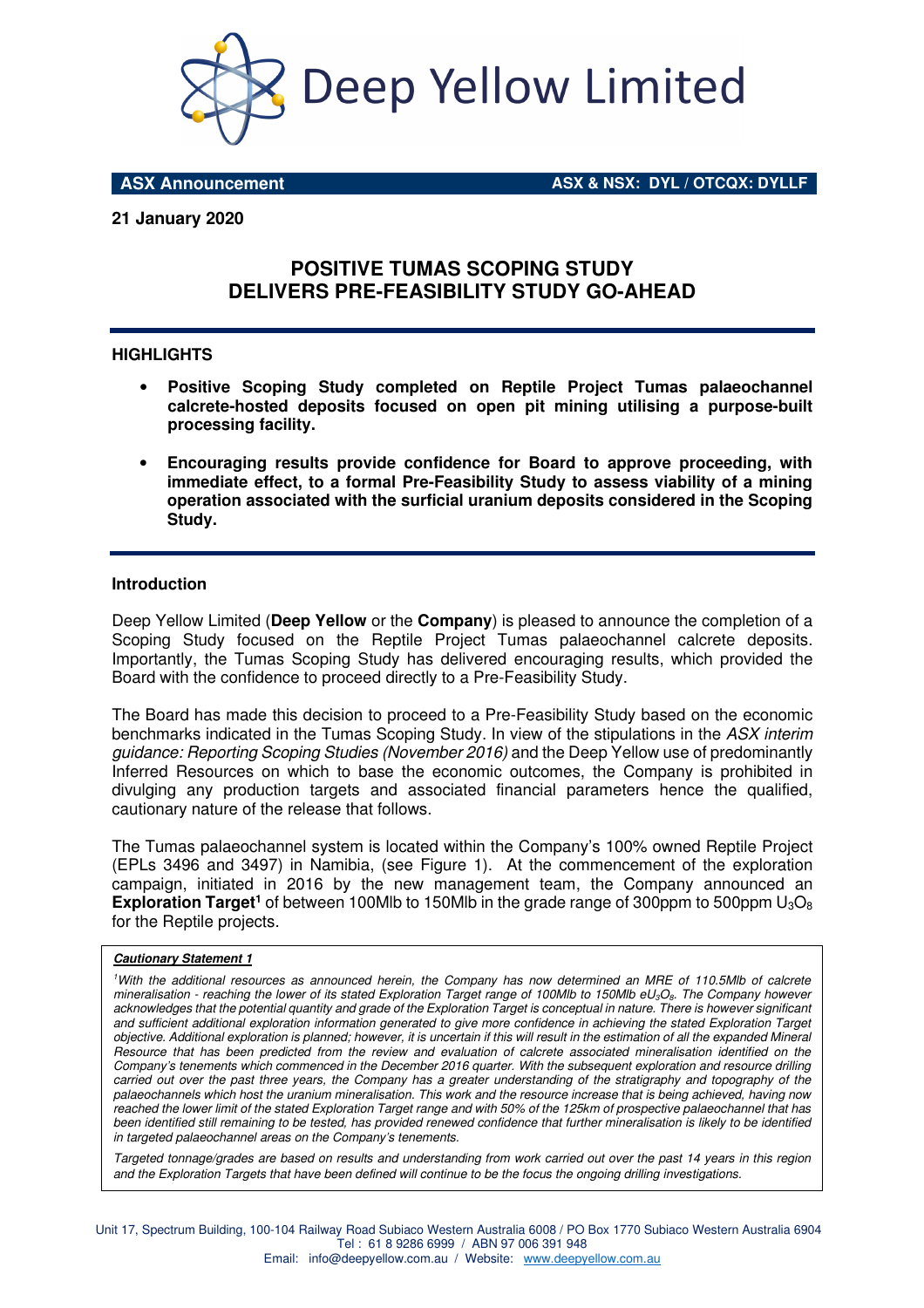**ASX Announcement** **ASX & NSX: DYL / OTCQX: DYLLF**

**21 January 2020**

# POSITIVE TUMAS SCOPING STUDY DELIVERS PRE-FEASIBILITY STUDY GO-AHEAD

## HIGHLIGHTS

- **Positive Scoping Study completed on Reptile Project Tumas palaeochannel calcrete-hosted deposits focused on open pit mining utilising a purpose-built processing facility.**
- **Encouraging results provide confidence for Board to approve proceeding, with immediate effect, to a formal Pre-Feasibility Study to assess viability of a mining operation associated with the surficial uranium deposits considered in the Scoping Study.**

## Introduction

Deep Yellow Limited (**Deep Yellow** or the **Company**) is pleased to announce the completion of a Scoping Study focused on the Reptile Project Tumas palaeochannel calcrete deposits. Importantly, the Tumas Scoping Study has delivered encouraging results, which provided the Board with the confidence to proceed directly to a Pre-Feasibility Study.

The Board has made this decision to proceed to a Pre-Feasibility Study based on the economic benchmarks indicated in the Tumas Scoping Study. In view of the stipulations in the *ASX interim guidance: Reporting Scoping Studies (November 2016)* and the Deep Yellow use of predominantly Inferred Resources on which to base the economic outcomes, the Company is prohibited in divulging any production targets and associated financial parameters hence the qualified, cautionary nature of the release that follows.

The Tumas palaeochannel system is located within the Company's 100% owned Reptile Project (EPLs 3496 and 3497) in Namibia, (see Figure 1). At the commencement of the exploration campaign, initiated in 2016 by the new management team, the Company announced an **Exploration Target**[1] of between 100Mlb to 150Mlb in the grade range of 300ppm to 500ppm $U_3O_8$ for the Reptile projects.

***Cautionary Statement 1***

*[1]With the additional resources as announced herein, the Company has now determined an MRE of 110.5Mlb of calcrete mineralisation - reaching the lower of its stated Exploration Target range of 100Mlb to 150Mlb $eU_3O_8$. The Company however acknowledges that the potential quantity and grade of the Exploration Target is conceptual in nature. There is however significant and sufficient additional exploration information generated to give more confidence in achieving the stated Exploration Target objective. Additional exploration is planned; however, it is uncertain if this will result in the estimation of all the expanded Mineral Resource that has been predicted from the review and evaluation of calcrete associated mineralisation identified on the Company's tenements which commenced in the December 2016 quarter. With the subsequent exploration and resource drilling carried out over the past three years, the Company has a greater understanding of the stratigraphy and topography of the palaeochannels which host the uranium mineralisation. This work and the resource increase that is being achieved, having now reached the lower limit of the stated Exploration Target range and with 50% of the 125km of prospective palaeochannel that has been identified still remaining to be tested, has provided renewed confidence that further mineralisation is likely to be identified in targeted palaeochannel areas on the Company's tenements.*

*Targeted tonnage/grades are based on results and understanding from work carried out over the past 14 years in this region and the Exploration Targets that have been defined will continue to be the focus the ongoing drilling investigations.*

Unit 17, Spectrum Building, 100-104 Railway Road Subiaco Western Australia 6008 / PO Box 1770 Subiaco Western Australia 6904
Tel : 61 8 9286 6999 / ABN 97 006 391 948
Email: info@deepyellow.com.au / Website: www.deepyellow.com.au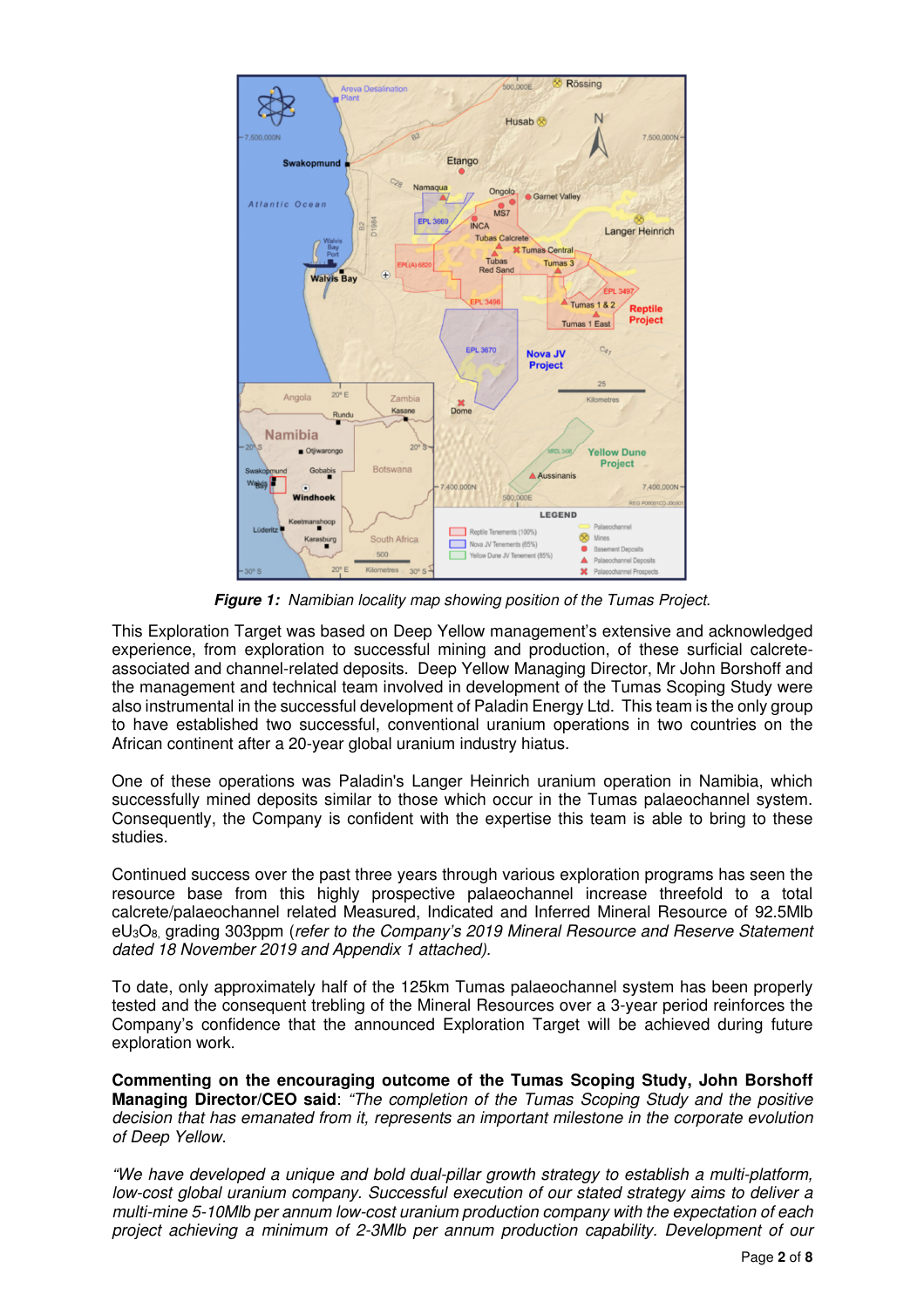*Figure 1: Namibian locality map showing position of the Tumas Project.*

This Exploration Target was based on Deep Yellow management's extensive and acknowledged experience, from exploration to successful mining and production, of these surficial calcrete-associated and channel-related deposits. Deep Yellow Managing Director, Mr John Borshoff and the management and technical team involved in development of the Tumas Scoping Study were also instrumental in the successful development of Paladin Energy Ltd. This team is the only group to have established two successful, conventional uranium operations in two countries on the African continent after a 20-year global uranium industry hiatus.

One of these operations was Paladin's Langer Heinrich uranium operation in Namibia, which successfully mined deposits similar to those which occur in the Tumas palaeochannel system. Consequently, the Company is confident with the expertise this team is able to bring to these studies.

Continued success over the past three years through various exploration programs has seen the resource base from this highly prospective palaeochannel increase threefold to a total calcrete/palaeochannel related Measured, Indicated and Inferred Mineral Resource of 92.5Mlb $eU_3O_8$, grading 303ppm (*refer to the Company's 2019 Mineral Resource and Reserve Statement dated 18 November 2019 and Appendix 1 attached).*

To date, only approximately half of the 125km Tumas palaeochannel system has been properly tested and the consequent trebling of the Mineral Resources over a 3-year period reinforces the Company's confidence that the announced Exploration Target will be achieved during future exploration work.

**Commenting on the encouraging outcome of the Tumas Scoping Study, John Borshoff Managing Director/CEO said**: *"The completion of the Tumas Scoping Study and the positive decision that has emanated from it, represents an important milestone in the corporate evolution of Deep Yellow.*

*"We have developed a unique and bold dual-pillar growth strategy to establish a multi-platform, low-cost global uranium company. Successful execution of our stated strategy aims to deliver a multi-mine 5-10Mlb per annum low-cost uranium production company with the expectation of each project achieving a minimum of 2-3Mlb per annum production capability. Development of our*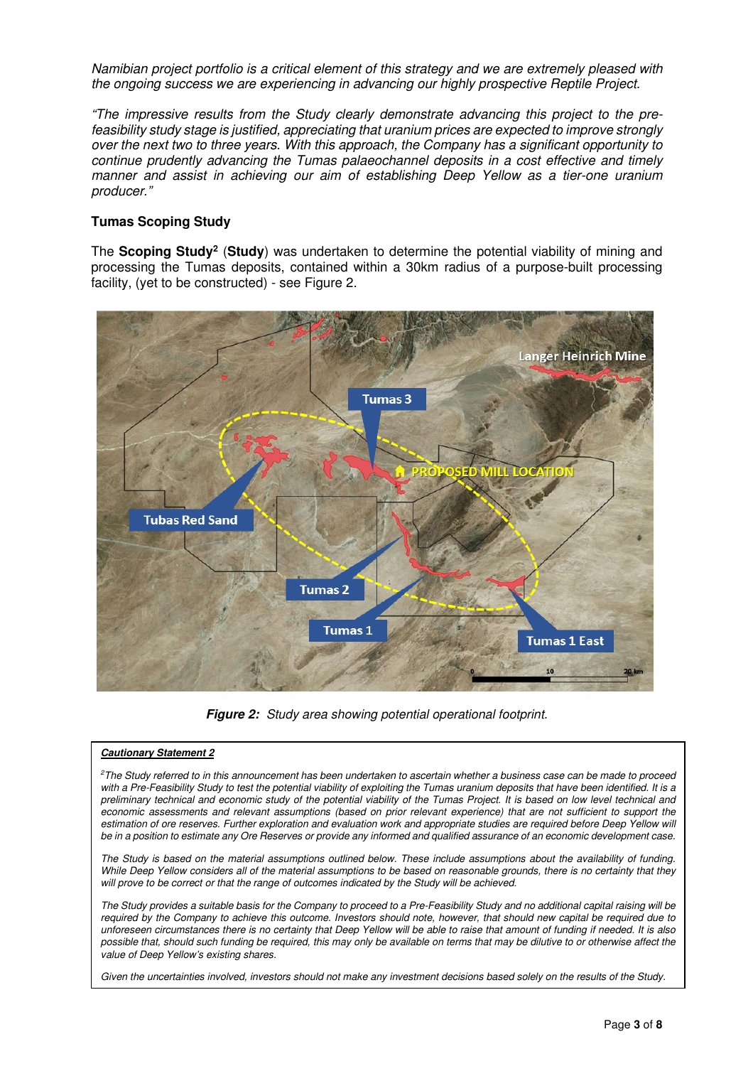*Namibian project portfolio is a critical element of this strategy and we are extremely pleased with the ongoing success we are experiencing in advancing our highly prospective Reptile Project.*

*"The impressive results from the Study clearly demonstrate advancing this project to the pre-feasibility study stage is justified, appreciating that uranium prices are expected to improve strongly over the next two to three years. With this approach, the Company has a significant opportunity to continue prudently advancing the Tumas palaeochannel deposits in a cost effective and timely manner and assist in achieving our aim of establishing Deep Yellow as a tier-one uranium producer."*

**Tumas Scoping Study**

The **Scoping Study**[2] (**Study**) was undertaken to determine the potential viability of mining and processing the Tumas deposits, contained within a 30km radius of a purpose-built processing facility, (yet to be constructed) - see Figure 2.

***Figure 2:*** *Study area showing potential operational footprint.*

***Cautionary Statement 2***

*[2]The Study referred to in this announcement has been undertaken to ascertain whether a business case can be made to proceed with a Pre-Feasibility Study to test the potential viability of exploiting the Tumas uranium deposits that have been identified. It is a preliminary technical and economic study of the potential viability of the Tumas Project. It is based on low level technical and economic assessments and relevant assumptions (based on prior relevant experience) that are not sufficient to support the estimation of ore reserves. Further exploration and evaluation work and appropriate studies are required before Deep Yellow will be in a position to estimate any Ore Reserves or provide any informed and qualified assurance of an economic development case.*

*The Study is based on the material assumptions outlined below. These include assumptions about the availability of funding. While Deep Yellow considers all of the material assumptions to be based on reasonable grounds, there is no certainty that they will prove to be correct or that the range of outcomes indicated by the Study will be achieved.*

*The Study provides a suitable basis for the Company to proceed to a Pre-Feasibility Study and no additional capital raising will be required by the Company to achieve this outcome. Investors should note, however, that should such new capital be required due to unforeseen circumstances there is no certainty that Deep Yellow will be able to raise that amount of funding if needed. It is also possible that, should such funding be required, this may only be available on terms that may be dilutive to or otherwise affect the value of Deep Yellow's existing shares.*

*Given the uncertainties involved, investors should not make any investment decisions based solely on the results of the Study.*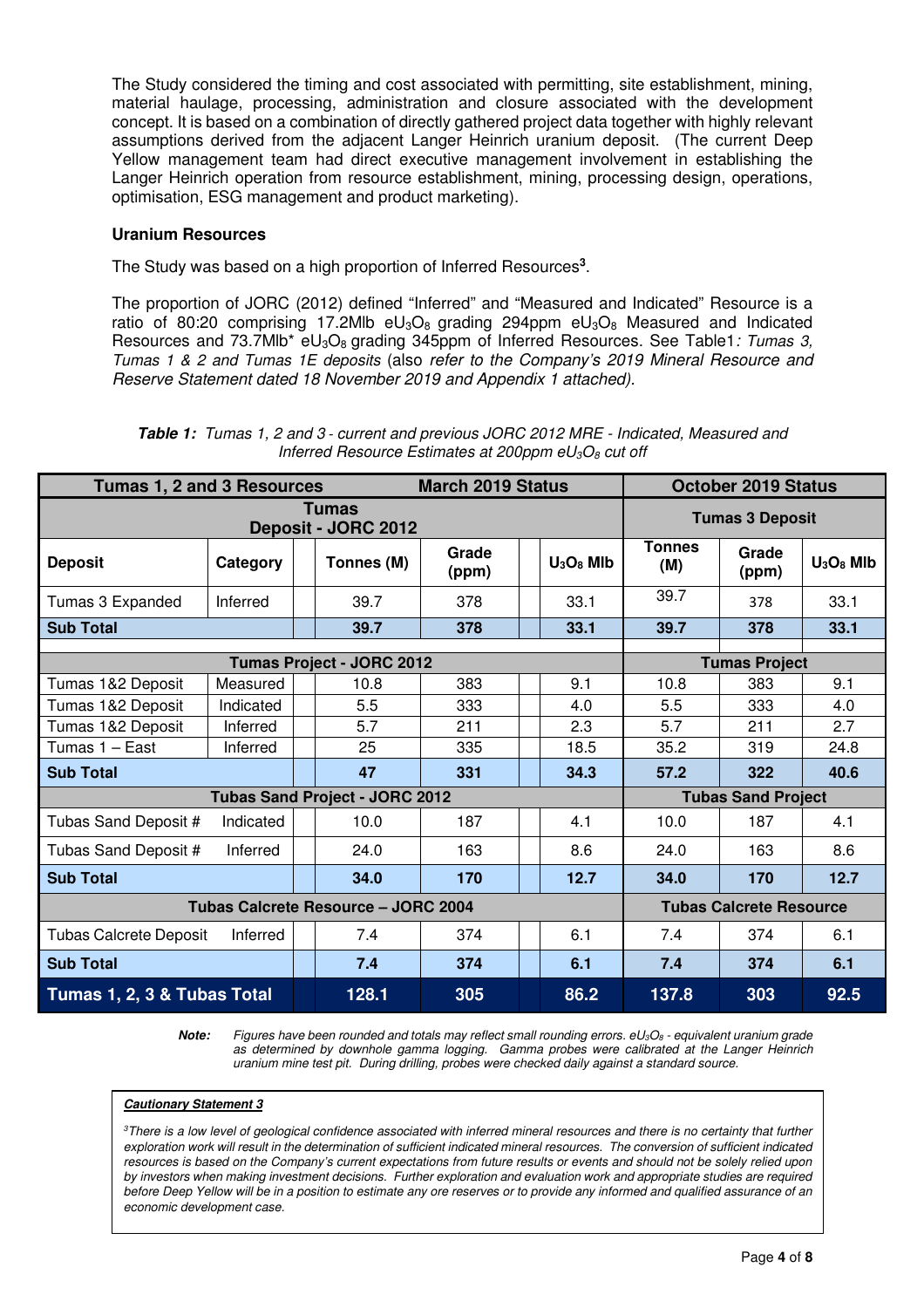The Study considered the timing and cost associated with permitting, site establishment, mining, material haulage, processing, administration and closure associated with the development concept. It is based on a combination of directly gathered project data together with highly relevant assumptions derived from the adjacent Langer Heinrich uranium deposit. (The current Deep Yellow management team had direct executive management involvement in establishing the Langer Heinrich operation from resource establishment, mining, processing design, operations, optimisation, ESG management and product marketing).

**Uranium Resources**

The Study was based on a high proportion of Inferred Resources[3].

The proportion of JORC (2012) defined "Inferred" and "Measured and Indicated" Resource is a ratio of 80:20 comprising 17.2Mlb $eU_3O_8$ grading 294ppm $eU_3O_8$ Measured and Indicated Resources and 73.7Mlb* $eU_3O_8$ grading 345ppm of Inferred Resources. See Table1*: Tumas 3, Tumas 1 & 2 and Tumas 1E deposits* (also *refer to the Company's 2019 Mineral Resource and Reserve Statement dated 18 November 2019 and Appendix 1 attached).*

***Table 1:*** *Tumas 1, 2 and 3 - current and previous JORC 2012 MRE - Indicated, Measured and Inferred Resource Estimates at 200ppm $eU_3O_8$ cut off*

| Tumas 1, 2 and 3 Resources | | March 2019 Status | | | October 2019 Status | | |
|---|---|---|---|---|---|---|---|
| Tumas Deposit - JORC 2012 | | | | | Tumas 3 Deposit | | |
| **Deposit** | **Category** | **Tonnes (M)** | **Grade (ppm)** | **$U_3O_8$ Mlb** | **Tonnes (M)** | **Grade (ppm)** | **$U_3O_8$ Mlb** |
| Tumas 3 Expanded | Inferred | 39.7 | 378 | 33.1 | 39.7 | 378 | 33.1 |
| **Sub Total** | | **39.7** | **378** | **33.1** | **39.7** | **378** | **33.1** |
| **Tumas Project - JORC 2012** | | | | | **Tumas Project** | | |
| Tumas 1&2 Deposit | Measured | 10.8 | 383 | 9.1 | 10.8 | 383 | 9.1 |
| Tumas 1&2 Deposit | Indicated | 5.5 | 333 | 4.0 | 5.5 | 333 | 4.0 |
| Tumas 1&2 Deposit | Inferred | 5.7 | 211 | 2.3 | 5.7 | 211 | 2.7 |
| Tumas 1 – East | Inferred | 25 | 335 | 18.5 | 35.2 | 319 | 24.8 |
| **Sub Total** | | **47** | **331** | **34.3** | **57.2** | **322** | **40.6** |
| **Tubas Sand Project - JORC 2012** | | | | | **Tubas Sand Project** | | |
| Tubas Sand Deposit # | Indicated | 10.0 | 187 | 4.1 | 10.0 | 187 | 4.1 |
| Tubas Sand Deposit # | Inferred | 24.0 | 163 | 8.6 | 24.0 | 163 | 8.6 |
| **Sub Total** | | **34.0** | **170** | **12.7** | **34.0** | **170** | **12.7** |
| **Tubas Calcrete Resource – JORC 2004** | | | | | **Tubas Calcrete Resource** | | |
| Tubas Calcrete Deposit | Inferred | 7.4 | 374 | 6.1 | 7.4 | 374 | 6.1 |
| **Sub Total** | | **7.4** | **374** | **6.1** | **7.4** | **374** | **6.1** |
| **Tumas 1, 2, 3 & Tubas Total** | | **128.1** | **305** | **86.2** | **137.8** | **303** | **92.5** |

***Note:*** *Figures have been rounded and totals may reflect small rounding errors. $eU_3O_8$ - equivalent uranium grade as determined by downhole gamma logging. Gamma probes were calibrated at the Langer Heinrich uranium mine test pit. During drilling, probes were checked daily against a standard source.*

***Cautionary Statement 3***

*[3]There is a low level of geological confidence associated with inferred mineral resources and there is no certainty that further exploration work will result in the determination of sufficient indicated mineral resources. The conversion of sufficient indicated resources is based on the Company's current expectations from future results or events and should not be solely relied upon by investors when making investment decisions. Further exploration and evaluation work and appropriate studies are required before Deep Yellow will be in a position to estimate any ore reserves or to provide any informed and qualified assurance of an economic development case.*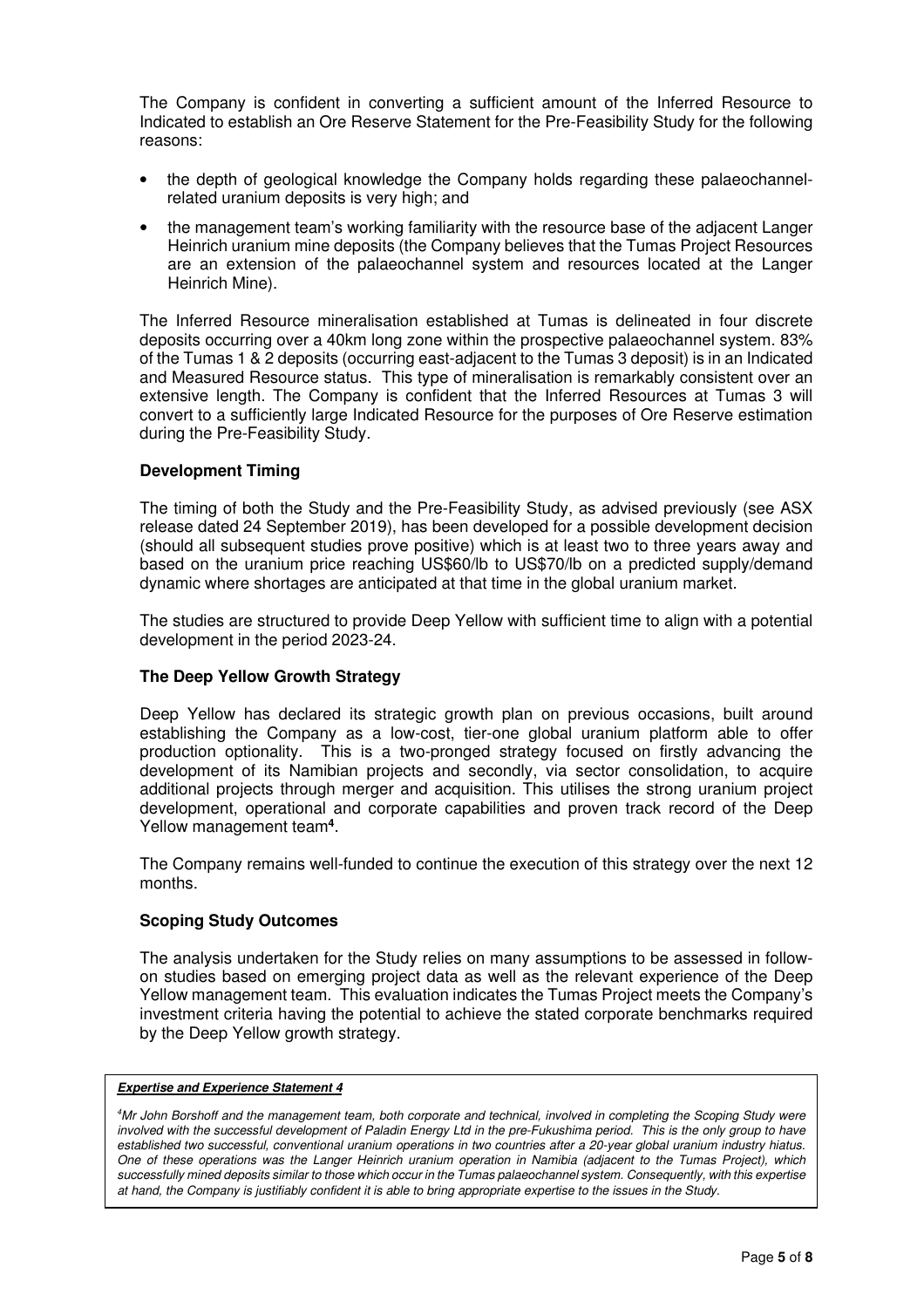The Company is confident in converting a sufficient amount of the Inferred Resource to Indicated to establish an Ore Reserve Statement for the Pre-Feasibility Study for the following reasons:

- the depth of geological knowledge the Company holds regarding these palaeochannel-related uranium deposits is very high; and
- the management team's working familiarity with the resource base of the adjacent Langer Heinrich uranium mine deposits (the Company believes that the Tumas Project Resources are an extension of the palaeochannel system and resources located at the Langer Heinrich Mine).

The Inferred Resource mineralisation established at Tumas is delineated in four discrete deposits occurring over a 40km long zone within the prospective palaeochannel system. 83% of the Tumas 1 & 2 deposits (occurring east-adjacent to the Tumas 3 deposit) is in an Indicated and Measured Resource status. This type of mineralisation is remarkably consistent over an extensive length. The Company is confident that the Inferred Resources at Tumas 3 will convert to a sufficiently large Indicated Resource for the purposes of Ore Reserve estimation during the Pre-Feasibility Study.

**Development Timing**

The timing of both the Study and the Pre-Feasibility Study, as advised previously (see ASX release dated 24 September 2019), has been developed for a possible development decision (should all subsequent studies prove positive) which is at least two to three years away and based on the uranium price reaching US$60/lb to US$70/lb on a predicted supply/demand dynamic where shortages are anticipated at that time in the global uranium market.

The studies are structured to provide Deep Yellow with sufficient time to align with a potential development in the period 2023-24.

**The Deep Yellow Growth Strategy**

Deep Yellow has declared its strategic growth plan on previous occasions, built around establishing the Company as a low-cost, tier-one global uranium platform able to offer production optionality. This is a two-pronged strategy focused on firstly advancing the development of its Namibian projects and secondly, via sector consolidation, to acquire additional projects through merger and acquisition. This utilises the strong uranium project development, operational and corporate capabilities and proven track record of the Deep Yellow management team[4].

The Company remains well-funded to continue the execution of this strategy over the next 12 months.

**Scoping Study Outcomes**

The analysis undertaken for the Study relies on many assumptions to be assessed in follow-on studies based on emerging project data as well as the relevant experience of the Deep Yellow management team. This evaluation indicates the Tumas Project meets the Company's investment criteria having the potential to achieve the stated corporate benchmarks required by the Deep Yellow growth strategy.

***Expertise and Experience Statement 4***

*[4]Mr John Borshoff and the management team, both corporate and technical, involved in completing the Scoping Study were involved with the successful development of Paladin Energy Ltd in the pre-Fukushima period. This is the only group to have established two successful, conventional uranium operations in two countries after a 20-year global uranium industry hiatus. One of these operations was the Langer Heinrich uranium operation in Namibia (adjacent to the Tumas Project), which successfully mined deposits similar to those which occur in the Tumas palaeochannel system. Consequently, with this expertise at hand, the Company is justifiably confident it is able to bring appropriate expertise to the issues in the Study.*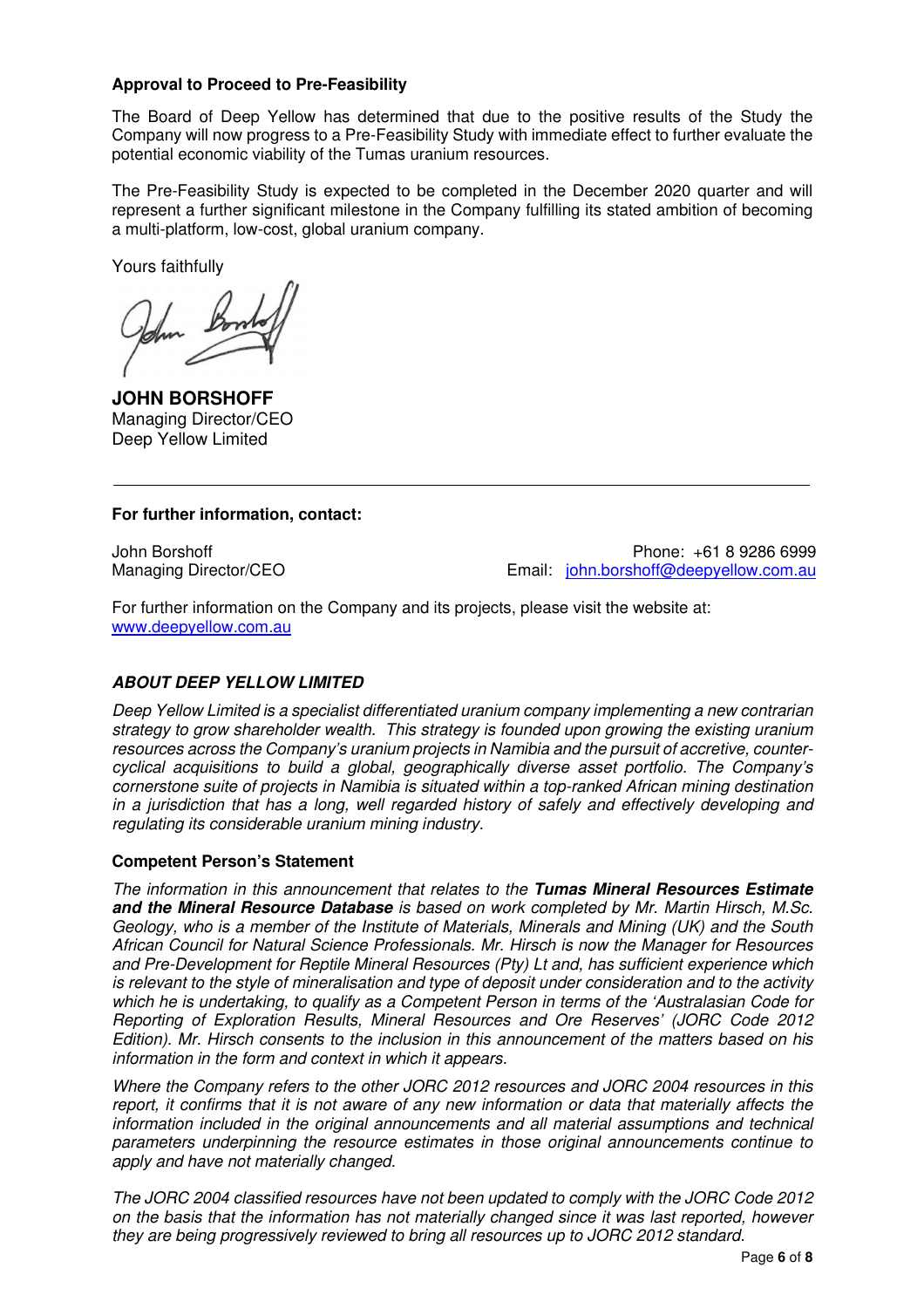**Approval to Proceed to Pre-Feasibility**

The Board of Deep Yellow has determined that due to the positive results of the Study the Company will now progress to a Pre-Feasibility Study with immediate effect to further evaluate the potential economic viability of the Tumas uranium resources.

The Pre-Feasibility Study is expected to be completed in the December 2020 quarter and will represent a further significant milestone in the Company fulfilling its stated ambition of becoming a multi-platform, low-cost, global uranium company.

Yours faithfully

**JOHN BORSHOFF**
Managing Director/CEO
Deep Yellow Limited

---

**For further information, contact:**

John Borshoff
Managing Director/CEO

Phone: +61 8 9286 6999
Email: john.borshoff@deepyellow.com.au

For further information on the Company and its projects, please visit the website at:
www.deepyellow.com.au

***ABOUT DEEP YELLOW LIMITED***

*Deep Yellow Limited is a specialist differentiated uranium company implementing a new contrarian strategy to grow shareholder wealth. This strategy is founded upon growing the existing uranium resources across the Company's uranium projects in Namibia and the pursuit of accretive, counter-cyclical acquisitions to build a global, geographically diverse asset portfolio. The Company's cornerstone suite of projects in Namibia is situated within a top-ranked African mining destination in a jurisdiction that has a long, well regarded history of safely and effectively developing and regulating its considerable uranium mining industry.*

**Competent Person's Statement**

*The information in this announcement that relates to the* ***Tumas Mineral Resources Estimate and the Mineral Resource Database*** *is based on work completed by Mr. Martin Hirsch, M.Sc. Geology, who is a member of the Institute of Materials, Minerals and Mining (UK) and the South African Council for Natural Science Professionals. Mr. Hirsch is now the Manager for Resources and Pre-Development for Reptile Mineral Resources (Pty) Lt and, has sufficient experience which is relevant to the style of mineralisation and type of deposit under consideration and to the activity which he is undertaking, to qualify as a Competent Person in terms of the 'Australasian Code for Reporting of Exploration Results, Mineral Resources and Ore Reserves' (JORC Code 2012 Edition). Mr. Hirsch consents to the inclusion in this announcement of the matters based on his information in the form and context in which it appears.*

*Where the Company refers to the other JORC 2012 resources and JORC 2004 resources in this report, it confirms that it is not aware of any new information or data that materially affects the information included in the original announcements and all material assumptions and technical parameters underpinning the resource estimates in those original announcements continue to apply and have not materially changed.*

*The JORC 2004 classified resources have not been updated to comply with the JORC Code 2012 on the basis that the information has not materially changed since it was last reported, however they are being progressively reviewed to bring all resources up to JORC 2012 standard.*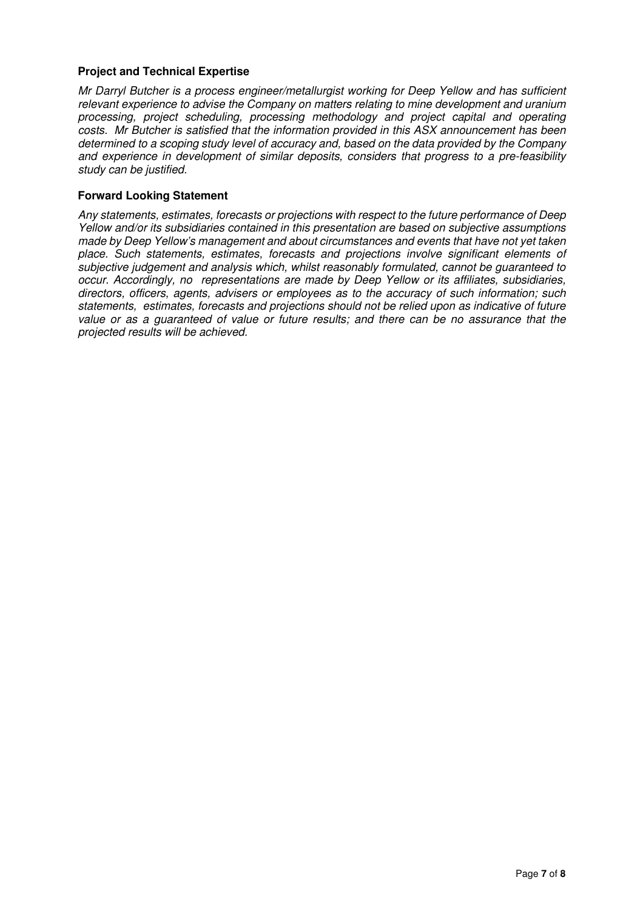**Project and Technical Expertise**

*Mr Darryl Butcher is a process engineer/metallurgist working for Deep Yellow and has sufficient relevant experience to advise the Company on matters relating to mine development and uranium processing, project scheduling, processing methodology and project capital and operating costs. Mr Butcher is satisfied that the information provided in this ASX announcement has been determined to a scoping study level of accuracy and, based on the data provided by the Company and experience in development of similar deposits, considers that progress to a pre-feasibility study can be justified.*

**Forward Looking Statement**

*Any statements, estimates, forecasts or projections with respect to the future performance of Deep Yellow and/or its subsidiaries contained in this presentation are based on subjective assumptions made by Deep Yellow's management and about circumstances and events that have not yet taken place. Such statements, estimates, forecasts and projections involve significant elements of subjective judgement and analysis which, whilst reasonably formulated, cannot be guaranteed to occur. Accordingly, no representations are made by Deep Yellow or its affiliates, subsidiaries, directors, officers, agents, advisers or employees as to the accuracy of such information; such statements, estimates, forecasts and projections should not be relied upon as indicative of future value or as a guaranteed of value or future results; and there can be no assurance that the projected results will be achieved.*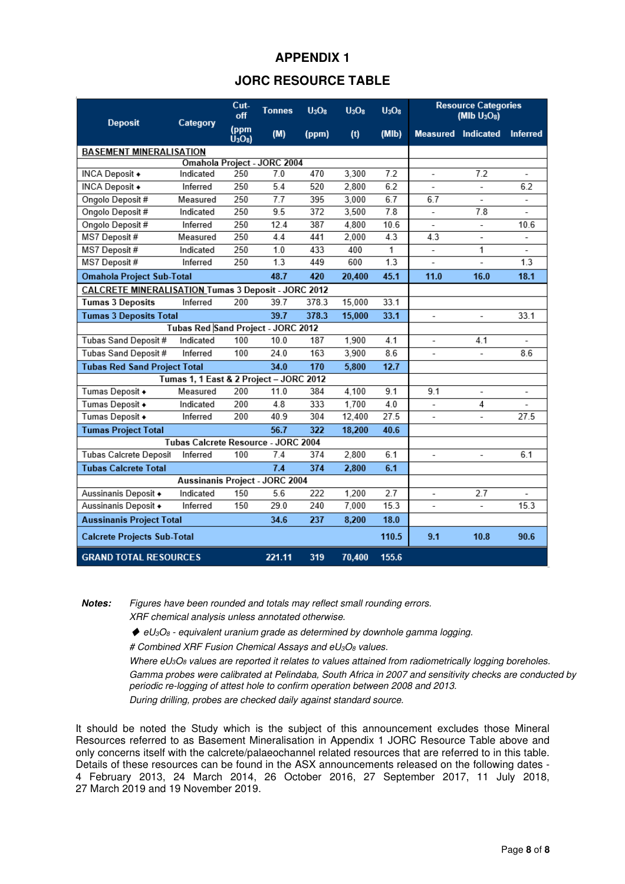# APPENDIX 1

# JORC RESOURCE TABLE

| Deposit | Category | Cut-off (ppm $U_3O_8$) | Tonnes (M) | $U_3O_8$ (ppm) | $U_3O_8$ (t) | $U_3O_8$ (Mlb) | Resource Categories (Mlb $U_3O_8$) | | |
|---|---|---|---|---|---|---|---|---|---|
| | | | | | | | Measured | Indicated | Inferred |
| **BASEMENT MINERALISATION** | | | | | | | | | |
| **Omahola Project - JORC 2004** | | | | | | | | | |
| INCA Deposit ◆ | Indicated | 250 | 7.0 | 470 | 3,300 | 7.2 | - | 7.2 | - |
| INCA Deposit ◆ | Inferred | 250 | 5.4 | 520 | 2,800 | 6.2 | - | - | 6.2 |
| Ongolo Deposit # | Measured | 250 | 7.7 | 395 | 3,000 | 6.7 | 6.7 | - | - |
| Ongolo Deposit # | Indicated | 250 | 9.5 | 372 | 3,500 | 7.8 | - | 7.8 | - |
| Ongolo Deposit # | Inferred | 250 | 12.4 | 387 | 4,800 | 10.6 | - | - | 10.6 |
| MS7 Deposit # | Measured | 250 | 4.4 | 441 | 2,000 | 4.3 | 4.3 | - | - |
| MS7 Deposit # | Indicated | 250 | 1.0 | 433 | 400 | 1 | - | 1 | - |
| MS7 Deposit # | Inferred | 250 | 1.3 | 449 | 600 | 1.3 | - | - | 1.3 |
| **Omahola Project Sub-Total** | | | **48.7** | **420** | **20,400** | **45.1** | **11.0** | **16.0** | **18.1** |
| **CALCRETE MINERALISATION Tumas 3 Deposit - JORC 2012** | | | | | | | | | |
| **Tumas 3 Deposits** | Inferred | 200 | 39.7 | 378.3 | 15,000 | 33.1 | | | |
| **Tumas 3 Deposits Total** | | | **39.7** | **378.3** | **15,000** | **33.1** | - | - | 33.1 |
| **Tubas Red Sand Project - JORC 2012** | | | | | | | | | |
| Tubas Sand Deposit # | Indicated | 100 | 10.0 | 187 | 1,900 | 4.1 | - | 4.1 | - |
| Tubas Sand Deposit # | Inferred | 100 | 24.0 | 163 | 3,900 | 8.6 | - | - | 8.6 |
| **Tubas Red Sand Project Total** | | | **34.0** | **170** | **5,800** | **12.7** | | | |
| **Tumas 1, 1 East & 2 Project – JORC 2012** | | | | | | | | | |
| Tumas Deposit ◆ | Measured | 200 | 11.0 | 384 | 4,100 | 9.1 | 9.1 | - | - |
| Tumas Deposit ◆ | Indicated | 200 | 4.8 | 333 | 1,700 | 4.0 | - | 4 | - |
| Tumas Deposit ◆ | Inferred | 200 | 40.9 | 304 | 12,400 | 27.5 | - | - | 27.5 |
| **Tumas Project Total** | | | **56.7** | **322** | **18,200** | **40.6** | | | |
| **Tubas Calcrete Resource - JORC 2004** | | | | | | | | | |
| Tubas Calcrete Deposit | Inferred | 100 | 7.4 | 374 | 2,800 | 6.1 | - | - | 6.1 |
| **Tubas Calcrete Total** | | | **7.4** | **374** | **2,800** | **6.1** | | | |
| **Aussinanis Project - JORC 2004** | | | | | | | | | |
| Aussinanis Deposit ◆ | Indicated | 150 | 5.6 | 222 | 1,200 | 2.7 | - | 2.7 | - |
| Aussinanis Deposit ◆ | Inferred | 150 | 29.0 | 240 | 7,000 | 15.3 | - | - | 15.3 |
| **Aussinanis Project Total** | | | **34.6** | **237** | **8,200** | **18.0** | | | |
| **Calcrete Projects Sub-Total** | | | | | | **110.5** | **9.1** | **10.8** | **90.6** |
| **GRAND TOTAL RESOURCES** | | | **221.11** | **319** | **70,400** | **155.6** | | | |

**Notes:** *Figures have been rounded and totals may reflect small rounding errors.*

*XRF chemical analysis unless annotated otherwise.*

◆ *$eU_3O_8$ - equivalent uranium grade as determined by downhole gamma logging.*

*# Combined XRF Fusion Chemical Assays and $eU_3O_8$ values.*

*Where $eU_3O_8$ values are reported it relates to values attained from radiometrically logging boreholes.*

*Gamma probes were calibrated at Pelindaba, South Africa in 2007 and sensitivity checks are conducted by periodic re-logging of attest hole to confirm operation between 2008 and 2013.*

*During drilling, probes are checked daily against standard source.*

It should be noted the Study which is the subject of this announcement excludes those Mineral Resources referred to as Basement Mineralisation in Appendix 1 JORC Resource Table above and only concerns itself with the calcrete/palaeochannel related resources that are referred to in this table. Details of these resources can be found in the ASX announcements released on the following dates - 4 February 2013, 24 March 2014, 26 October 2016, 27 September 2017, 11 July 2018, 27 March 2019 and 19 November 2019.